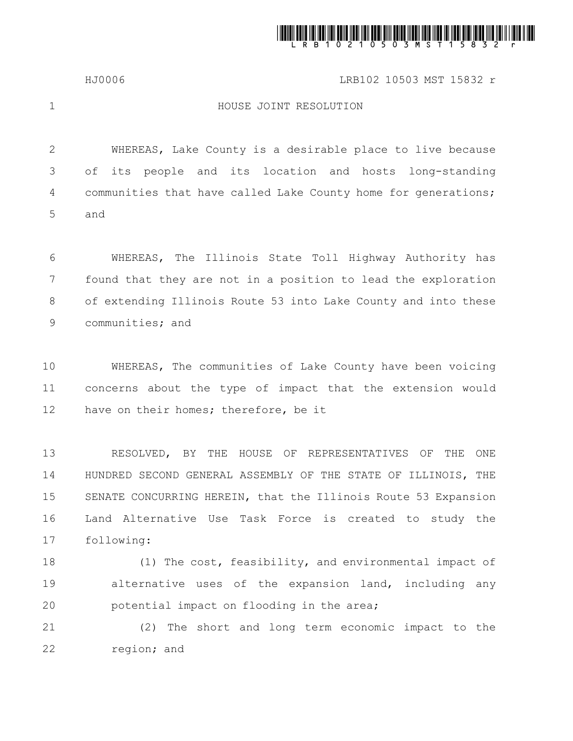HJ0006 LRB102 10503 MST 15832 r

# HOUSE JOINT RESOLUTION

WHEREAS, Lake County is a desirable place to live because of its people and its location and hosts long-standing communities that have called Lake County home for generations; and

WHEREAS, The Illinois State Toll Highway Authority has found that they are not in a position to lead the exploration of extending Illinois Route 53 into Lake County and into these communities; and

WHEREAS, The communities of Lake County have been voicing concerns about the type of impact that the extension would have on their homes; therefore, be it

RESOLVED, BY THE HOUSE OF REPRESENTATIVES OF THE ONE HUNDRED SECOND GENERAL ASSEMBLY OF THE STATE OF ILLINOIS, THE SENATE CONCURRING HEREIN, that the Illinois Route 53 Expansion Land Alternative Use Task Force is created to study the following:

(1) The cost, feasibility, and environmental impact of alternative uses of the expansion land, including any potential impact on flooding in the area;

(2) The short and long term economic impact to the region; and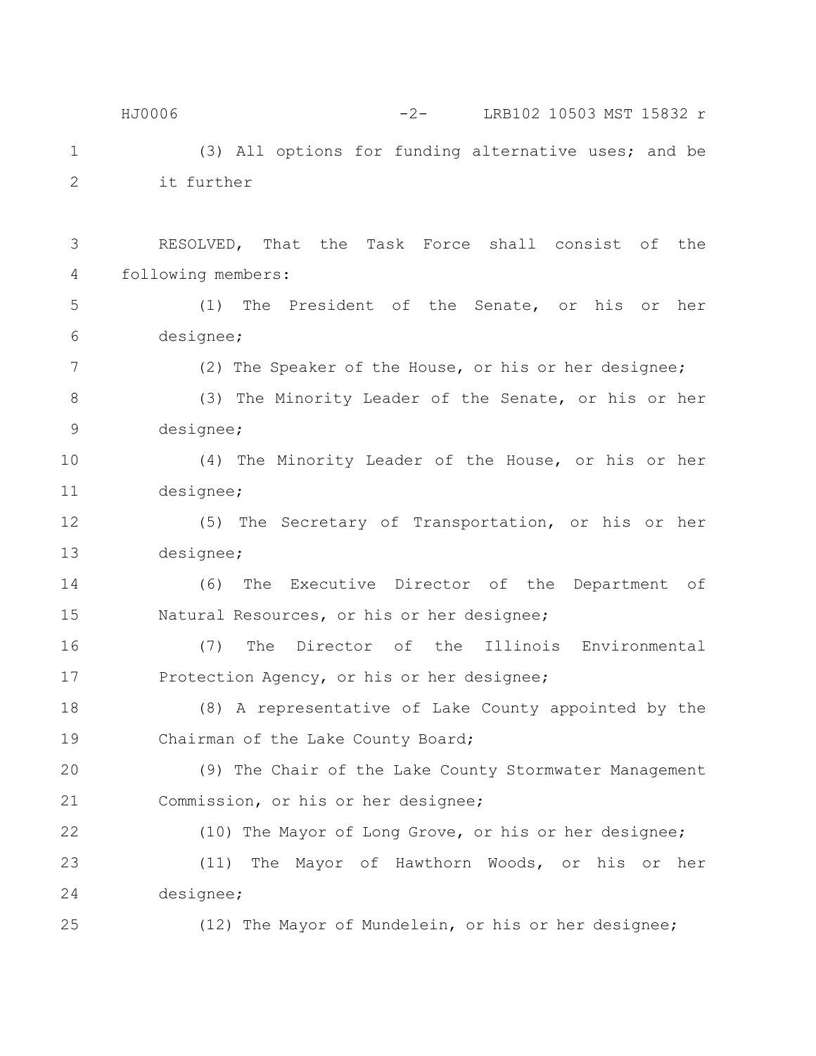(3) All options for funding alternative uses; and be it further

RESOLVED, That the Task Force shall consist of the following members:

(1) The President of the Senate, or his or her designee;

(2) The Speaker of the House, or his or her designee;

(3) The Minority Leader of the Senate, or his or her designee;

(4) The Minority Leader of the House, or his or her designee;

(5) The Secretary of Transportation, or his or her designee;

(6) The Executive Director of the Department of Natural Resources, or his or her designee;

(7) The Director of the Illinois Environmental Protection Agency, or his or her designee;

(8) A representative of Lake County appointed by the Chairman of the Lake County Board;

(9) The Chair of the Lake County Stormwater Management Commission, or his or her designee;

(10) The Mayor of Long Grove, or his or her designee;

(11) The Mayor of Hawthorn Woods, or his or her designee;

(12) The Mayor of Mundelein, or his or her designee;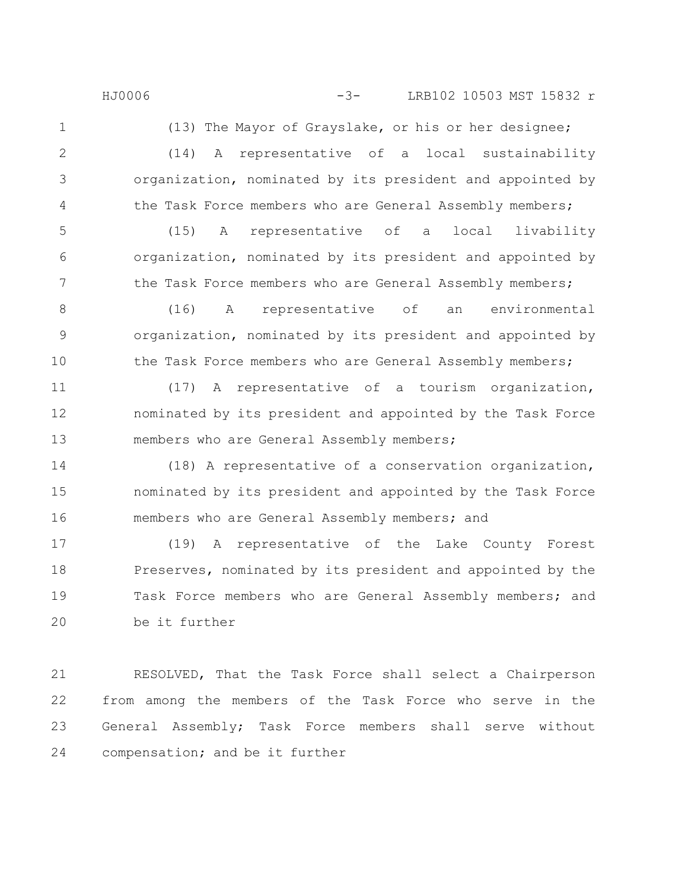(13) The Mayor of Grayslake, or his or her designee;

(14) A representative of a local sustainability organization, nominated by its president and appointed by the Task Force members who are General Assembly members;

(15) A representative of a local livability organization, nominated by its president and appointed by the Task Force members who are General Assembly members;

(16) A representative of an environmental organization, nominated by its president and appointed by the Task Force members who are General Assembly members;

(17) A representative of a tourism organization, nominated by its president and appointed by the Task Force members who are General Assembly members;

(18) A representative of a conservation organization, nominated by its president and appointed by the Task Force members who are General Assembly members; and

(19) A representative of the Lake County Forest Preserves, nominated by its president and appointed by the Task Force members who are General Assembly members; and be it further

RESOLVED, That the Task Force shall select a Chairperson from among the members of the Task Force who serve in the General Assembly; Task Force members shall serve without compensation; and be it further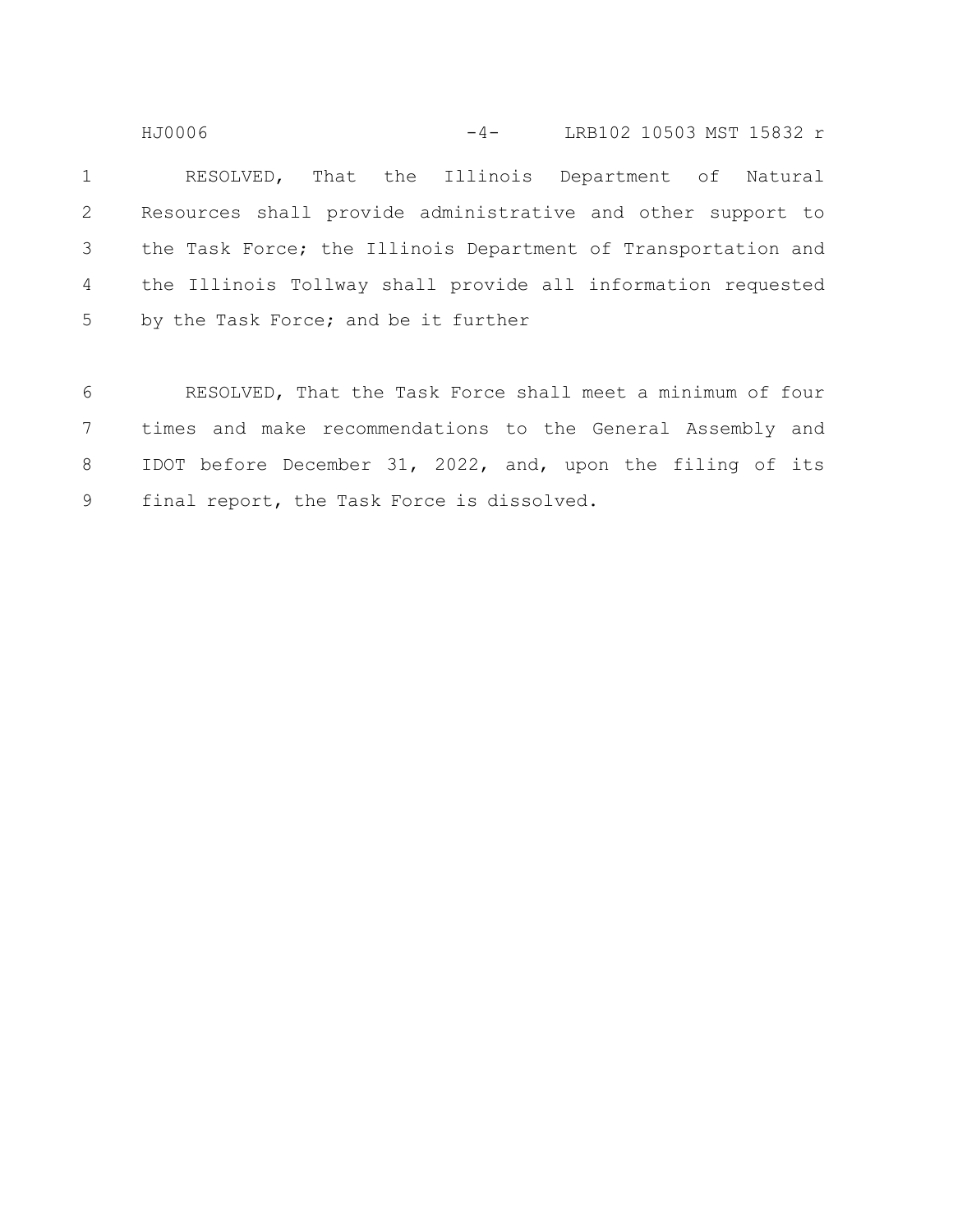RESOLVED, That the Illinois Department of Natural Resources shall provide administrative and other support to the Task Force; the Illinois Department of Transportation and the Illinois Tollway shall provide all information requested by the Task Force; and be it further

RESOLVED, That the Task Force shall meet a minimum of four times and make recommendations to the General Assembly and IDOT before December 31, 2022, and, upon the filing of its final report, the Task Force is dissolved.